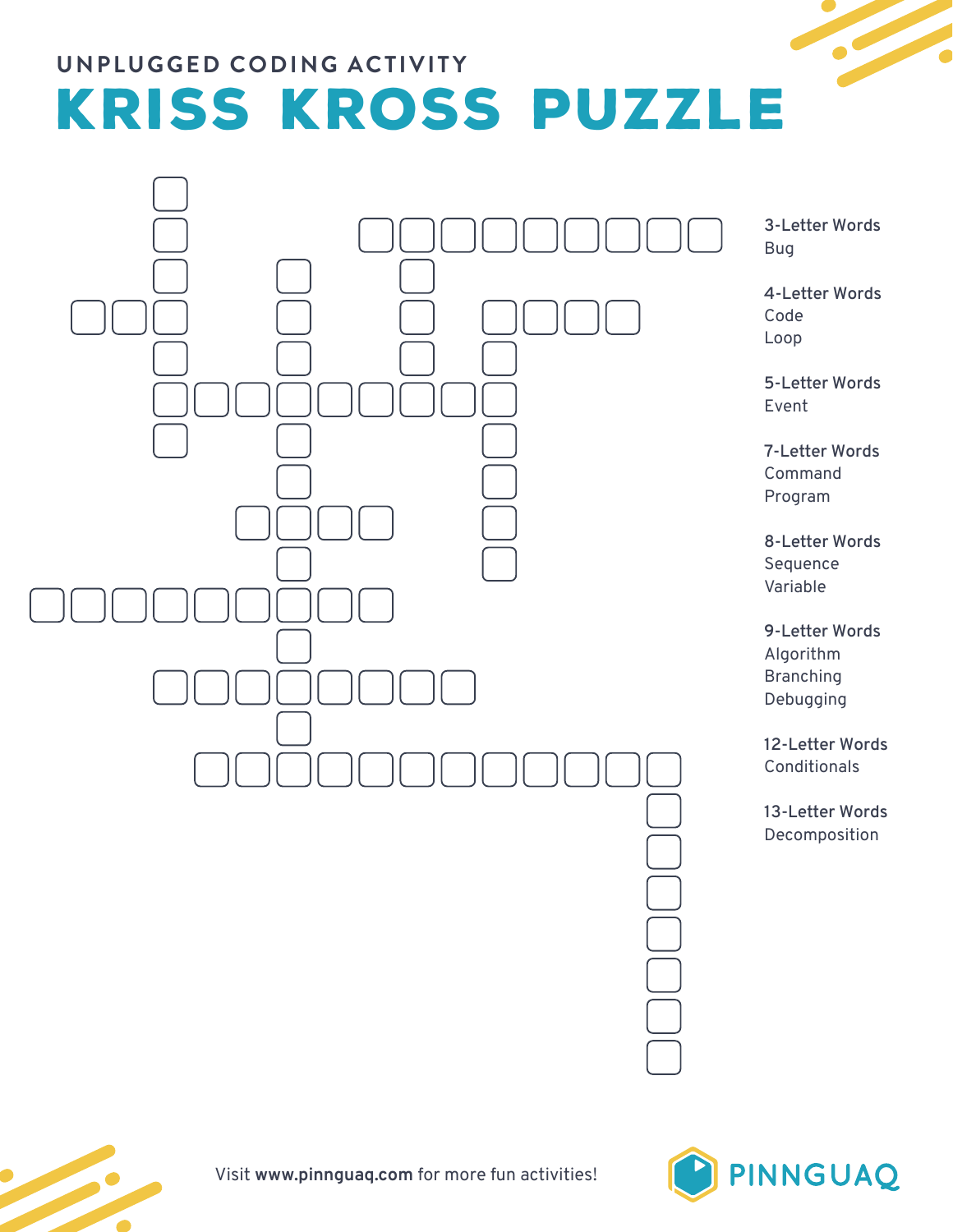UNPLUGGED CODING ACTIVITY

# KRISS KROSS PUZZLE

**3-Letter Words**
Bug

**4-Letter Words**
Code
Loop

**5-Letter Words**
Event

**7-Letter Words**
Command
Program

**8-Letter Words**
Sequence
Variable

**9-Letter Words**
Algorithm
Branching
Debugging

**12-Letter Words**
Conditionals

**13-Letter Words**
Decomposition

Visit **www.pinnguaq.com** for more fun activities!

PINNGUAQ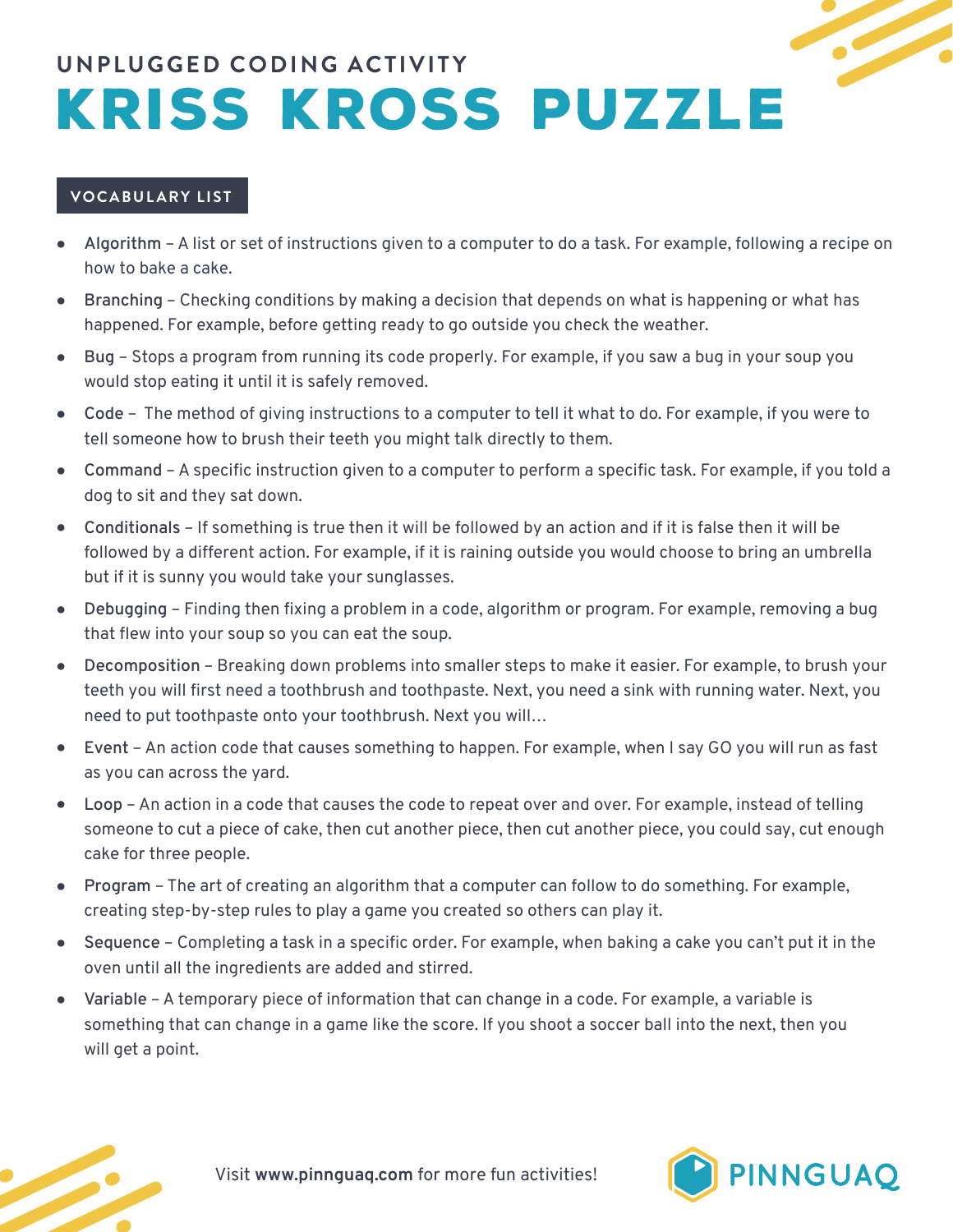UNPLUGGED CODING ACTIVITY

# KRISS KROSS PUZZLE

## VOCABULARY LIST

- **Algorithm** – A list or set of instructions given to a computer to do a task. For example, following a recipe on how to bake a cake.
- **Branching** – Checking conditions by making a decision that depends on what is happening or what has happened. For example, before getting ready to go outside you check the weather.
- **Bug** – Stops a program from running its code properly. For example, if you saw a bug in your soup you would stop eating it until it is safely removed.
- **Code** – The method of giving instructions to a computer to tell it what to do. For example, if you were to tell someone how to brush their teeth you might talk directly to them.
- **Command** – A specific instruction given to a computer to perform a specific task. For example, if you told a dog to sit and they sat down.
- **Conditionals** – If something is true then it will be followed by an action and if it is false then it will be followed by a different action. For example, if it is raining outside you would choose to bring an umbrella but if it is sunny you would take your sunglasses.
- **Debugging** – Finding then fixing a problem in a code, algorithm or program. For example, removing a bug that flew into your soup so you can eat the soup.
- **Decomposition** – Breaking down problems into smaller steps to make it easier. For example, to brush your teeth you will first need a toothbrush and toothpaste. Next, you need a sink with running water. Next, you need to put toothpaste onto your toothbrush. Next you will…
- **Event** – An action code that causes something to happen. For example, when I say GO you will run as fast as you can across the yard.
- **Loop** – An action in a code that causes the code to repeat over and over. For example, instead of telling someone to cut a piece of cake, then cut another piece, then cut another piece, you could say, cut enough cake for three people.
- **Program** – The art of creating an algorithm that a computer can follow to do something. For example, creating step-by-step rules to play a game you created so others can play it.
- **Sequence** – Completing a task in a specific order. For example, when baking a cake you can't put it in the oven until all the ingredients are added and stirred.
- **Variable** – A temporary piece of information that can change in a code. For example, a variable is something that can change in a game like the score. If you shoot a soccer ball into the next, then you will get a point.

Visit **www.pinnguaq.com** for more fun activities!

PINNGUAQ